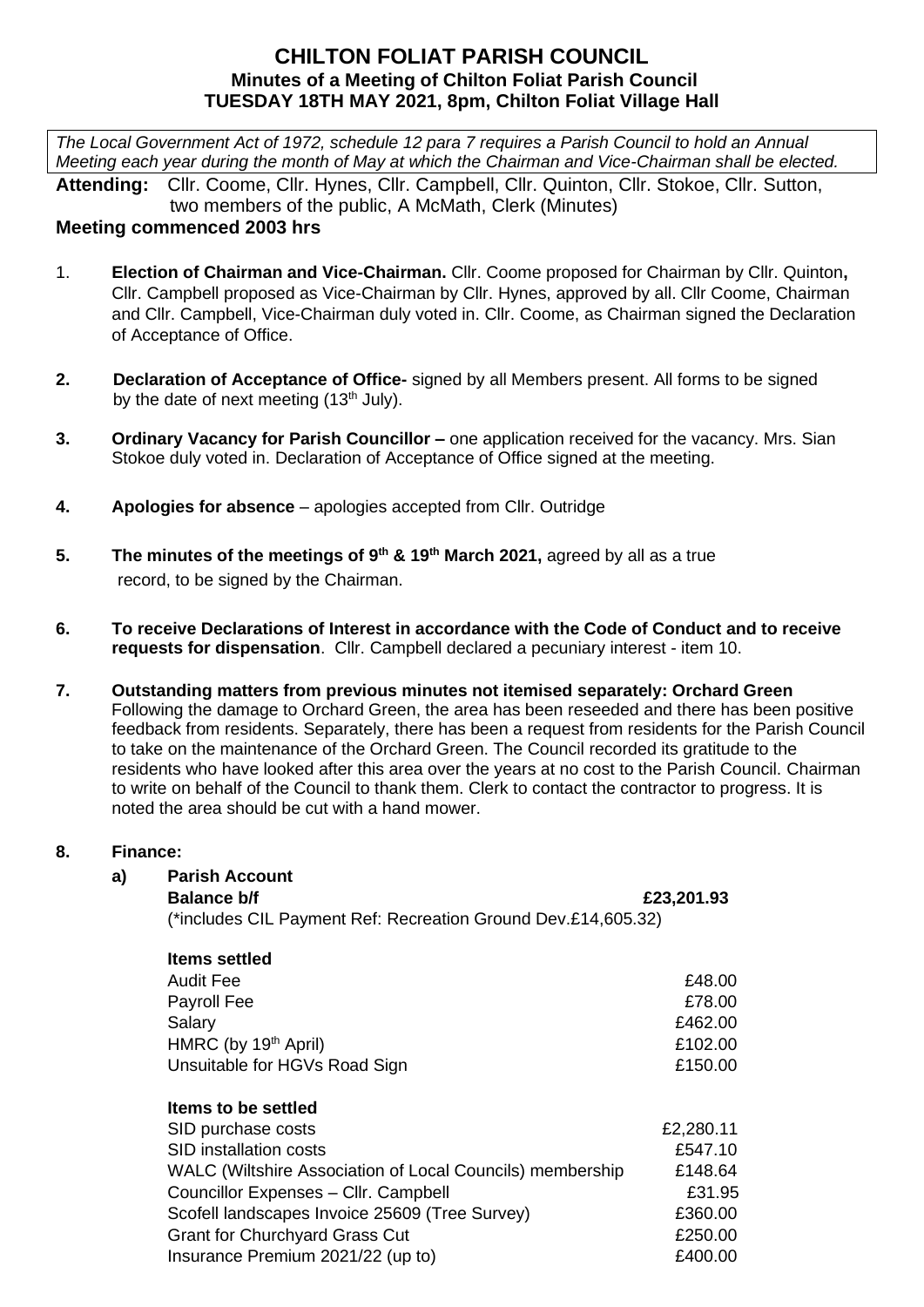# CHILTON FOLIAT PARISH COUNCIL

## Minutes of a Meeting of Chilton Foliat Parish Council

## TUESDAY 18TH MAY 2021, 8pm, Chilton Foliat Village Hall

*The Local Government Act of 1972, schedule 12 para 7 requires a Parish Council to hold an Annual Meeting each year during the month of May at which the Chairman and Vice-Chairman shall be elected.*

**Attending:** Cllr. Coome, Cllr. Hynes, Cllr. Campbell, Cllr. Quinton, Cllr. Stokoe, Cllr. Sutton, two members of the public, A McMath, Clerk (Minutes)

**Meeting commenced 2003 hrs**

1. **Election of Chairman and Vice-Chairman.** Cllr. Coome proposed for Chairman by Cllr. Quinton**,** Cllr. Campbell proposed as Vice-Chairman by Cllr. Hynes, approved by all. Cllr Coome, Chairman and Cllr. Campbell, Vice-Chairman duly voted in. Cllr. Coome, as Chairman signed the Declaration of Acceptance of Office.

2. **Declaration of Acceptance of Office-** signed by all Members present. All forms to be signed by the date of next meeting (13th July).

3. **Ordinary Vacancy for Parish Councillor –** one application received for the vacancy. Mrs. Sian Stokoe duly voted in. Declaration of Acceptance of Office signed at the meeting.

4. **Apologies for absence** – apologies accepted from Cllr. Outridge

5. **The minutes of the meetings of 9th & 19th March 2021,** agreed by all as a true record, to be signed by the Chairman.

6. **To receive Declarations of Interest in accordance with the Code of Conduct and to receive requests for dispensation**. Cllr. Campbell declared a pecuniary interest - item 10.

7. **Outstanding matters from previous minutes not itemised separately: Orchard Green** Following the damage to Orchard Green, the area has been reseeded and there has been positive feedback from residents. Separately, there has been a request from residents for the Parish Council to take on the maintenance of the Orchard Green. The Council recorded its gratitude to the residents who have looked after this area over the years at no cost to the Parish Council. Chairman to write on behalf of the Council to thank them. Clerk to contact the contractor to progress. It is noted the area should be cut with a hand mower.

8. **Finance:**

   a) **Parish Account**

| **Balance b/f** | **£23,201.93** |
|---|---|
| (*includes CIL Payment Ref: Recreation Ground Dev.£14,605.32) | |
| **Items settled** | |
| Audit Fee | £48.00 |
| Payroll Fee | £78.00 |
| Salary | £462.00 |
| HMRC (by 19th April) | £102.00 |
| Unsuitable for HGVs Road Sign | £150.00 |
| **Items to be settled** | |
| SID purchase costs | £2,280.11 |
| SID installation costs | £547.10 |
| WALC (Wiltshire Association of Local Councils) membership | £148.64 |
| Councillor Expenses – Cllr. Campbell | £31.95 |
| Scofell landscapes Invoice 25609 (Tree Survey) | £360.00 |
| Grant for Churchyard Grass Cut | £250.00 |
| Insurance Premium 2021/22 (up to) | £400.00 |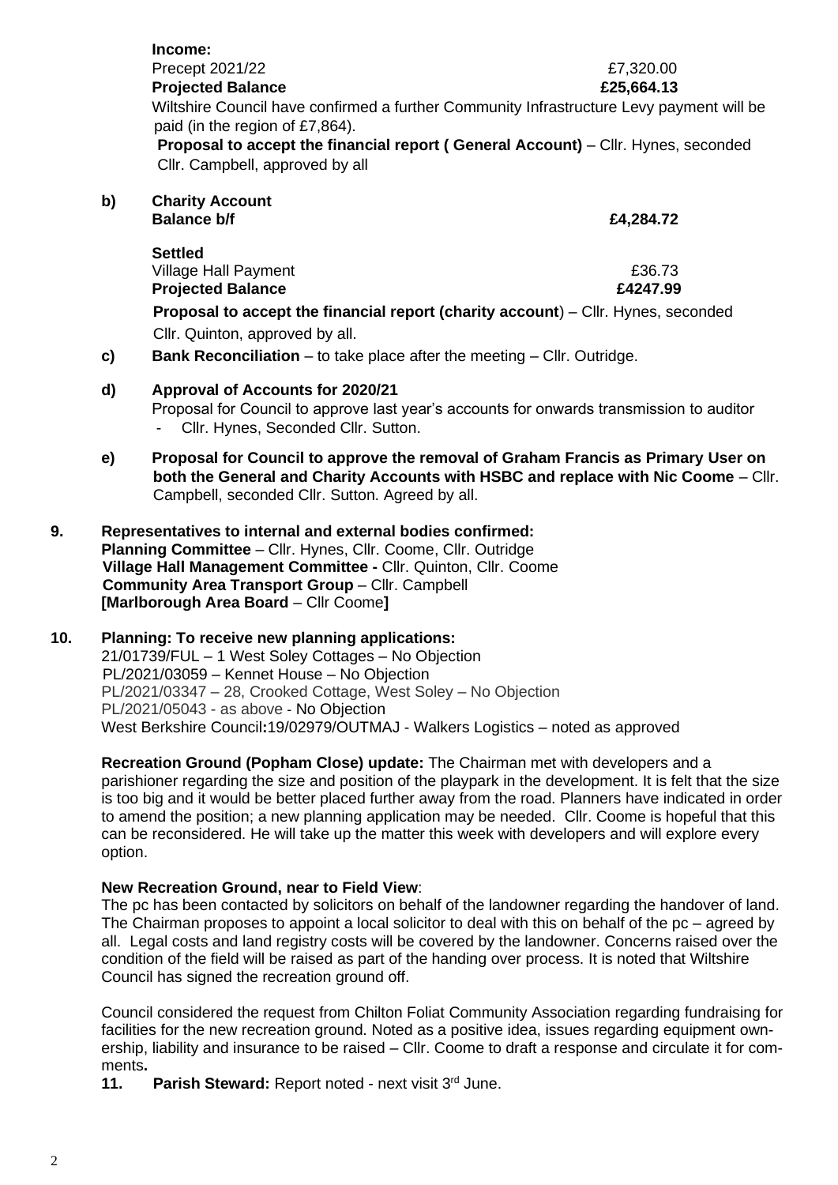**Income:**

Precept 2021/22 £7,320.00

**Projected Balance £25,664.13**

Wiltshire Council have confirmed a further Community Infrastructure Levy payment will be paid (in the region of £7,864).

**Proposal to accept the financial report ( General Account)** – Cllr. Hynes, seconded Cllr. Campbell, approved by all

**b) Charity Account**

**Balance b/f £4,284.72**

**Settled**

Village Hall Payment £36.73

**Projected Balance £4247.99**

**Proposal to accept the financial report (charity account**) – Cllr. Hynes, seconded Cllr. Quinton, approved by all.

**c) Bank Reconciliation** – to take place after the meeting – Cllr. Outridge.

**d) Approval of Accounts for 2020/21**

Proposal for Council to approve last year's accounts for onwards transmission to auditor

- Cllr. Hynes, Seconded Cllr. Sutton.

**e) Proposal for Council to approve the removal of Graham Francis as Primary User on both the General and Charity Accounts with HSBC and replace with Nic Coome** – Cllr. Campbell, seconded Cllr. Sutton. Agreed by all.

**9. Representatives to internal and external bodies confirmed:**

**Planning Committee** – Cllr. Hynes, Cllr. Coome, Cllr. Outridge
**Village Hall Management Committee -** Cllr. Quinton, Cllr. Coome
**Community Area Transport Group** – Cllr. Campbell
**[Marlborough Area Board** – Cllr Coome**]**

**10. Planning: To receive new planning applications:**

21/01739/FUL – 1 West Soley Cottages – No Objection
PL/2021/03059 – Kennet House – No Objection
PL/2021/03347 – 28, Crooked Cottage, West Soley – No Objection
PL/2021/05043 - as above - No Objection
West Berkshire Council**:**19/02979/OUTMAJ - Walkers Logistics – noted as approved

**Recreation Ground (Popham Close) update:** The Chairman met with developers and a parishioner regarding the size and position of the playpark in the development. It is felt that the size is too big and it would be better placed further away from the road. Planners have indicated in order to amend the position; a new planning application may be needed. Cllr. Coome is hopeful that this can be reconsidered. He will take up the matter this week with developers and will explore every option.

**New Recreation Ground, near to Field View**:

The pc has been contacted by solicitors on behalf of the landowner regarding the handover of land. The Chairman proposes to appoint a local solicitor to deal with this on behalf of the pc – agreed by all. Legal costs and land registry costs will be covered by the landowner. Concerns raised over the condition of the field will be raised as part of the handing over process. It is noted that Wiltshire Council has signed the recreation ground off.

Council considered the request from Chilton Foliat Community Association regarding fundraising for facilities for the new recreation ground. Noted as a positive idea, issues regarding equipment ownership, liability and insurance to be raised – Cllr. Coome to draft a response and circulate it for comments**.**

**11. Parish Steward:** Report noted - next visit 3rd June.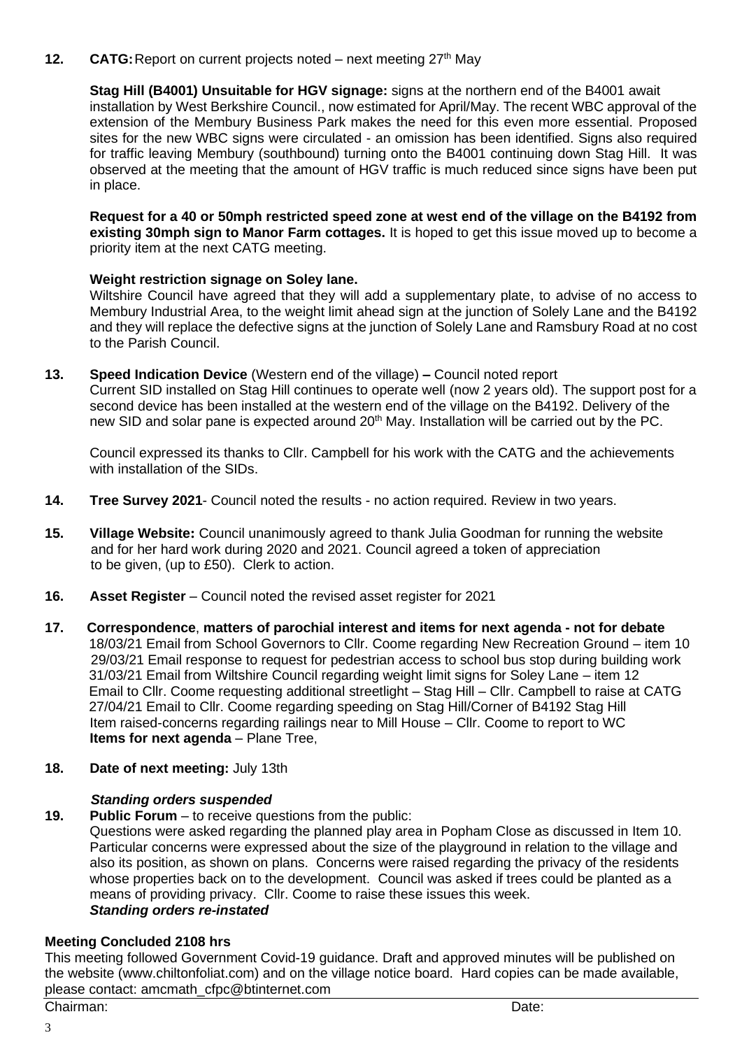**12. CATG:** Report on current projects noted – next meeting 27th May

**Stag Hill (B4001) Unsuitable for HGV signage:** signs at the northern end of the B4001 await installation by West Berkshire Council., now estimated for April/May. The recent WBC approval of the extension of the Membury Business Park makes the need for this even more essential. Proposed sites for the new WBC signs were circulated - an omission has been identified. Signs also required for traffic leaving Membury (southbound) turning onto the B4001 continuing down Stag Hill. It was observed at the meeting that the amount of HGV traffic is much reduced since signs have been put in place.

**Request for a 40 or 50mph restricted speed zone at west end of the village on the B4192 from existing 30mph sign to Manor Farm cottages.** It is hoped to get this issue moved up to become a priority item at the next CATG meeting.

**Weight restriction signage on Soley lane.**
Wiltshire Council have agreed that they will add a supplementary plate, to advise of no access to Membury Industrial Area, to the weight limit ahead sign at the junction of Solely Lane and the B4192 and they will replace the defective signs at the junction of Solely Lane and Ramsbury Road at no cost to the Parish Council.

**13. Speed Indication Device** (Western end of the village) **–** Council noted report
Current SID installed on Stag Hill continues to operate well (now 2 years old). The support post for a second device has been installed at the western end of the village on the B4192. Delivery of the new SID and solar pane is expected around 20th May. Installation will be carried out by the PC.

Council expressed its thanks to Cllr. Campbell for his work with the CATG and the achievements with installation of the SIDs.

**14. Tree Survey 2021**- Council noted the results - no action required. Review in two years.

**15. Village Website:** Council unanimously agreed to thank Julia Goodman for running the website and for her hard work during 2020 and 2021. Council agreed a token of appreciation to be given, (up to £50). Clerk to action.

**16. Asset Register** – Council noted the revised asset register for 2021

**17. Correspondence**, **matters of parochial interest and items for next agenda - not for debate**
18/03/21 Email from School Governors to Cllr. Coome regarding New Recreation Ground – item 10
29/03/21 Email response to request for pedestrian access to school bus stop during building work
31/03/21 Email from Wiltshire Council regarding weight limit signs for Soley Lane – item 12
Email to Cllr. Coome requesting additional streetlight – Stag Hill – Cllr. Campbell to raise at CATG
27/04/21 Email to Cllr. Coome regarding speeding on Stag Hill/Corner of B4192 Stag Hill
Item raised-concerns regarding railings near to Mill House – Cllr. Coome to report to WC
**Items for next agenda** – Plane Tree,

**18. Date of next meeting:** July 13th

***Standing orders suspended***

**19. Public Forum** – to receive questions from the public:
Questions were asked regarding the planned play area in Popham Close as discussed in Item 10. Particular concerns were expressed about the size of the playground in relation to the village and also its position, as shown on plans. Concerns were raised regarding the privacy of the residents whose properties back on to the development. Council was asked if trees could be planted as a means of providing privacy. Cllr. Coome to raise these issues this week.
***Standing orders re-instated***

**Meeting Concluded 2108 hrs**

This meeting followed Government Covid-19 guidance. Draft and approved minutes will be published on the website (www.chiltonfoliat.com) and on the village notice board. Hard copies can be made available, please contact: amcmath_cfpc@btinternet.com

Chairman: Date: